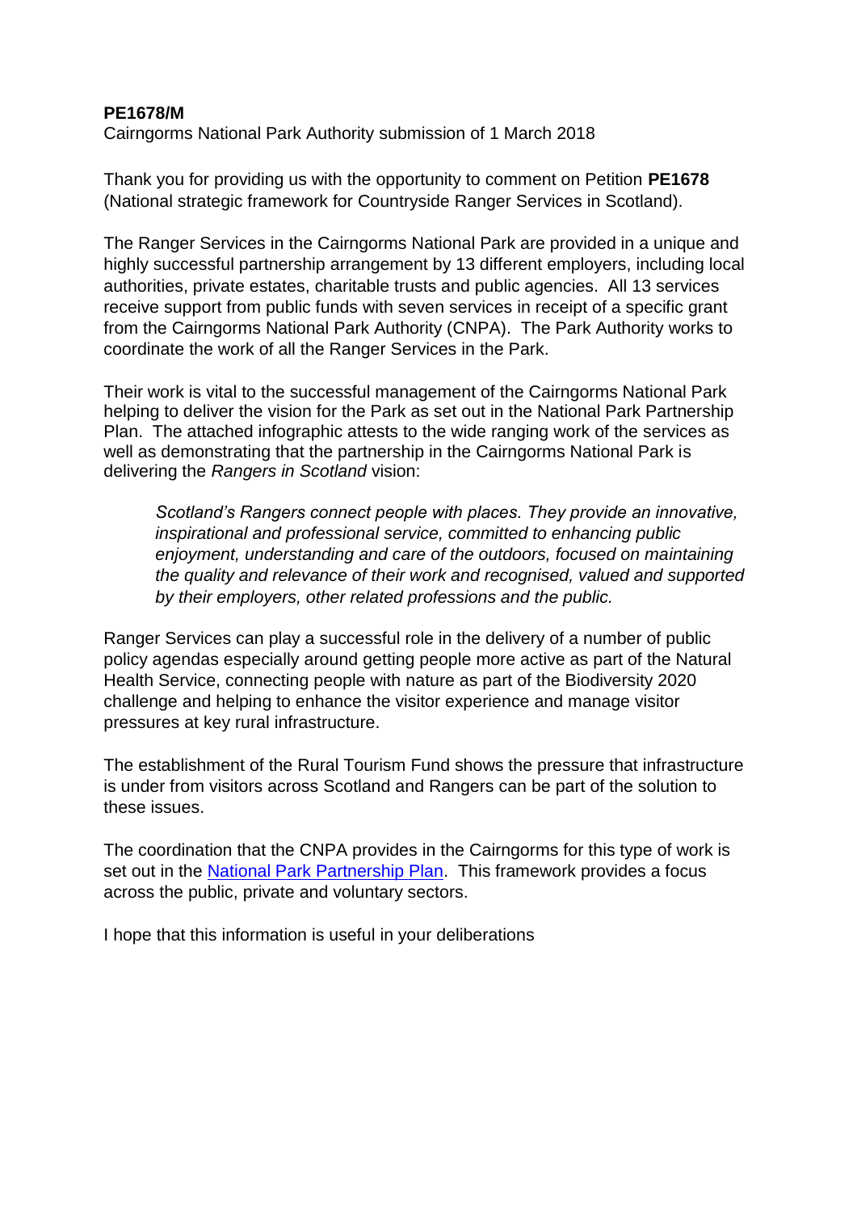**PE1678/M**

Cairngorms National Park Authority submission of 1 March 2018

Thank you for providing us with the opportunity to comment on Petition **PE1678** (National strategic framework for Countryside Ranger Services in Scotland).

The Ranger Services in the Cairngorms National Park are provided in a unique and highly successful partnership arrangement by 13 different employers, including local authorities, private estates, charitable trusts and public agencies. All 13 services receive support from public funds with seven services in receipt of a specific grant from the Cairngorms National Park Authority (CNPA). The Park Authority works to coordinate the work of all the Ranger Services in the Park.

Their work is vital to the successful management of the Cairngorms National Park helping to deliver the vision for the Park as set out in the National Park Partnership Plan. The attached infographic attests to the wide ranging work of the services as well as demonstrating that the partnership in the Cairngorms National Park is delivering the *Rangers in Scotland* vision:

> *Scotland's Rangers connect people with places. They provide an innovative, inspirational and professional service, committed to enhancing public enjoyment, understanding and care of the outdoors, focused on maintaining the quality and relevance of their work and recognised, valued and supported by their employers, other related professions and the public.*

Ranger Services can play a successful role in the delivery of a number of public policy agendas especially around getting people more active as part of the Natural Health Service, connecting people with nature as part of the Biodiversity 2020 challenge and helping to enhance the visitor experience and manage visitor pressures at key rural infrastructure.

The establishment of the Rural Tourism Fund shows the pressure that infrastructure is under from visitors across Scotland and Rangers can be part of the solution to these issues.

The coordination that the CNPA provides in the Cairngorms for this type of work is set out in the National Park Partnership Plan. This framework provides a focus across the public, private and voluntary sectors.

I hope that this information is useful in your deliberations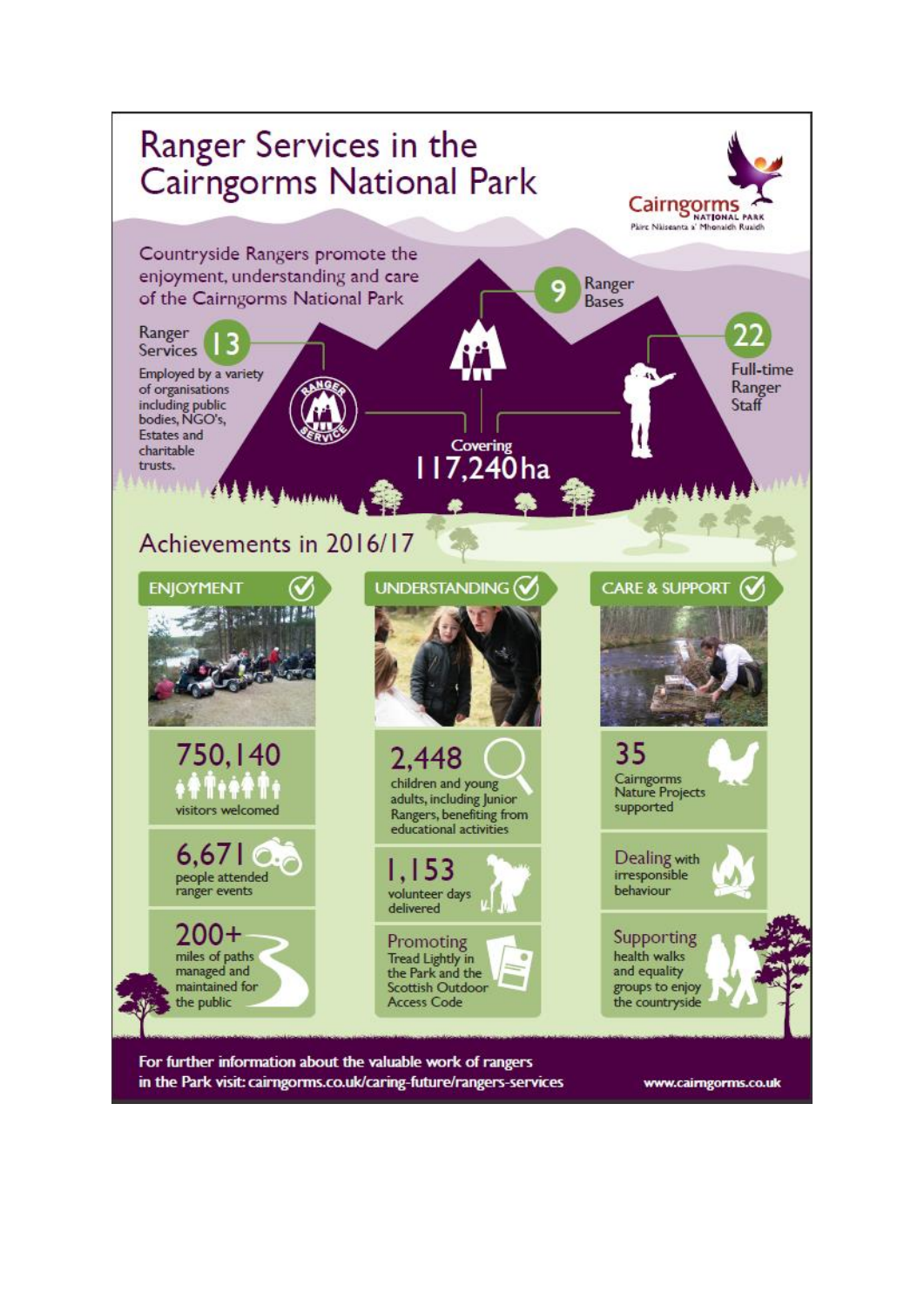# Ranger Services in the Cairngorms National Park

Cairngorms NATIONAL PARK
Pàirc Nàiseanta a' Mhonaidh Ruaidh

Countryside Rangers promote the enjoyment, understanding and care of the Cairngorms National Park

**13** Ranger Services

Employed by a variety of organisations including public bodies, NGO's, Estates and charitable trusts.

**9** Ranger Bases

**22** Full-time Ranger Staff

Covering **117,240ha**

## Achievements in 2016/17

### ENJOYMENT

**750,140** visitors welcomed

**6,671** people attended ranger events

**200+** miles of paths managed and maintained for the public

### UNDERSTANDING

**2,448** children and young adults, including Junior Rangers, benefiting from educational activities

**1,153** volunteer days delivered

Promoting Tread Lightly in the Park and the Scottish Outdoor Access Code

### CARE & SUPPORT

**35** Cairngorms Nature Projects supported

Dealing with irresponsible behaviour

Supporting health walks and equality groups to enjoy the countryside

For further information about the valuable work of rangers in the Park visit: cairngorms.co.uk/caring-future/rangers-services

www.cairngorms.co.uk